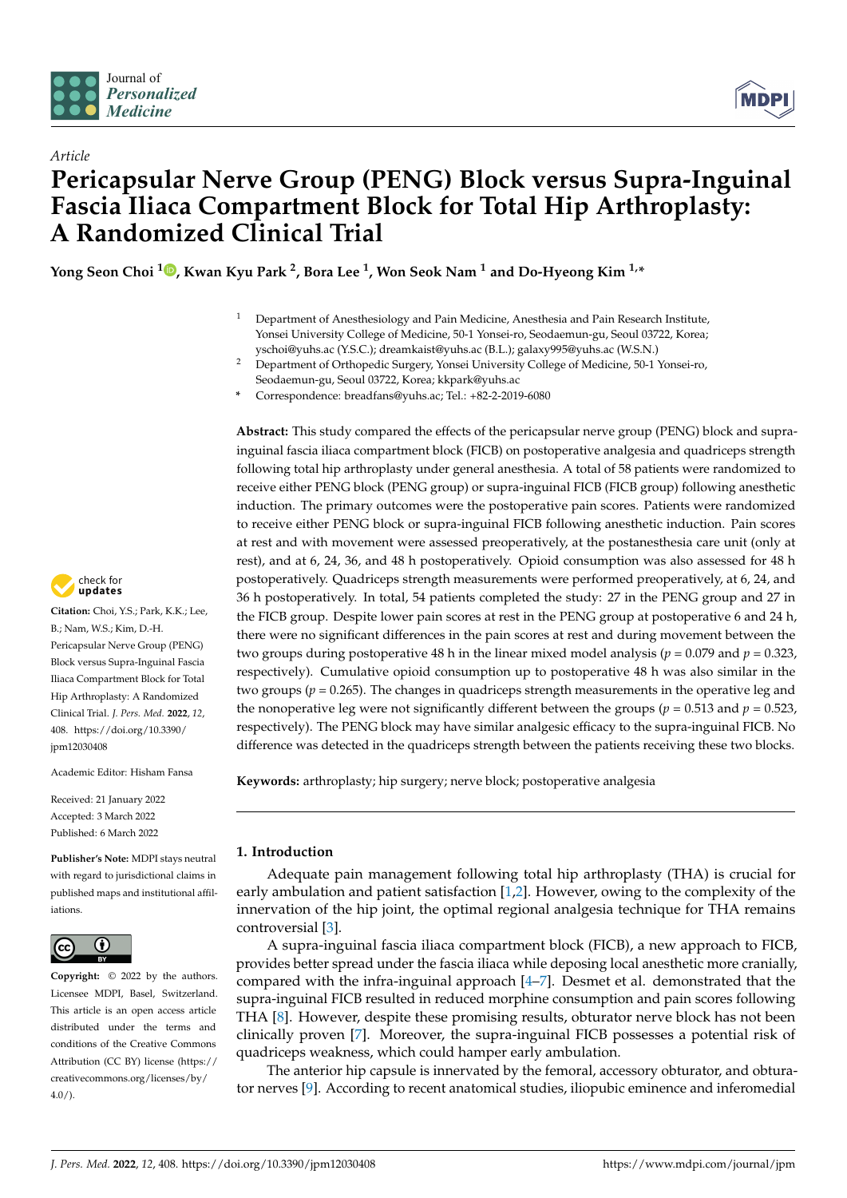*Article*

# Pericapsular Nerve Group (PENG) Block versus Supra-Inguinal Fascia Iliaca Compartment Block for Total Hip Arthroplasty: A Randomized Clinical Trial

**Yong Seon Choi [1], Kwan Kyu Park [2], Bora Lee [1], Won Seok Nam [1] and Do-Hyeong Kim [1,*]**

[1] Department of Anesthesiology and Pain Medicine, Anesthesia and Pain Research Institute, Yonsei University College of Medicine, 50-1 Yonsei-ro, Seodaemun-gu, Seoul 03722, Korea; yschoi@yuhs.ac (Y.S.C.); dreamkaist@yuhs.ac (B.L.); galaxy995@yuhs.ac (W.S.N.)

[2] Department of Orthopedic Surgery, Yonsei University College of Medicine, 50-1 Yonsei-ro, Seodaemun-gu, Seoul 03722, Korea; kkpark@yuhs.ac

[*] Correspondence: breadfans@yuhs.ac; Tel.: +82-2-2019-6080

**Abstract:** This study compared the effects of the pericapsular nerve group (PENG) block and supra-inguinal fascia iliaca compartment block (FICB) on postoperative analgesia and quadriceps strength following total hip arthroplasty under general anesthesia. A total of 58 patients were randomized to receive either PENG block (PENG group) or supra-inguinal FICB (FICB group) following anesthetic induction. The primary outcomes were the postoperative pain scores. Patients were randomized to receive either PENG block or supra-inguinal FICB following anesthetic induction. Pain scores at rest and with movement were assessed preoperatively, at the postanesthesia care unit (only at rest), and at 6, 24, 36, and 48 h postoperatively. Opioid consumption was also assessed for 48 h postoperatively. Quadriceps strength measurements were performed preoperatively, at 6, 24, and 36 h postoperatively. In total, 54 patients completed the study: 27 in the PENG group and 27 in the FICB group. Despite lower pain scores at rest in the PENG group at postoperative 6 and 24 h, there were no significant differences in the pain scores at rest and during movement between the two groups during postoperative 48 h in the linear mixed model analysis ($p = 0.079$ and $p = 0.323$, respectively). Cumulative opioid consumption up to postoperative 48 h was also similar in the two groups ($p = 0.265$). The changes in quadriceps strength measurements in the operative leg and the nonoperative leg were not significantly different between the groups ($p = 0.513$ and $p = 0.523$, respectively). The PENG block may have similar analgesic efficacy to the supra-inguinal FICB. No difference was detected in the quadriceps strength between the patients receiving these two blocks.

**Keywords:** arthroplasty; hip surgery; nerve block; postoperative analgesia

**Citation:** Choi, Y.S.; Park, K.K.; Lee, B.; Nam, W.S.; Kim, D.-H. Pericapsular Nerve Group (PENG) Block versus Supra-Inguinal Fascia Iliaca Compartment Block for Total Hip Arthroplasty: A Randomized Clinical Trial. *J. Pers. Med.* **2022**, *12*, 408. https://doi.org/10.3390/jpm12030408

Academic Editor: Hisham Fansa

Received: 21 January 2022
Accepted: 3 March 2022
Published: 6 March 2022

**Publisher's Note:** MDPI stays neutral with regard to jurisdictional claims in published maps and institutional affiliations.

**Copyright:** © 2022 by the authors. Licensee MDPI, Basel, Switzerland. This article is an open access article distributed under the terms and conditions of the Creative Commons Attribution (CC BY) license (https://creativecommons.org/licenses/by/4.0/).

## 1. Introduction

Adequate pain management following total hip arthroplasty (THA) is crucial for early ambulation and patient satisfaction [1,2]. However, owing to the complexity of the innervation of the hip joint, the optimal regional analgesia technique for THA remains controversial [3].

A supra-inguinal fascia iliaca compartment block (FICB), a new approach to FICB, provides better spread under the fascia iliaca while deposing local anesthetic more cranially, compared with the infra-inguinal approach [4–7]. Desmet et al. demonstrated that the supra-inguinal FICB resulted in reduced morphine consumption and pain scores following THA [8]. However, despite these promising results, obturator nerve block has not been clinically proven [7]. Moreover, the supra-inguinal FICB possesses a potential risk of quadriceps weakness, which could hamper early ambulation.

The anterior hip capsule is innervated by the femoral, accessory obturator, and obturator nerves [9]. According to recent anatomical studies, iliopubic eminence and inferomedial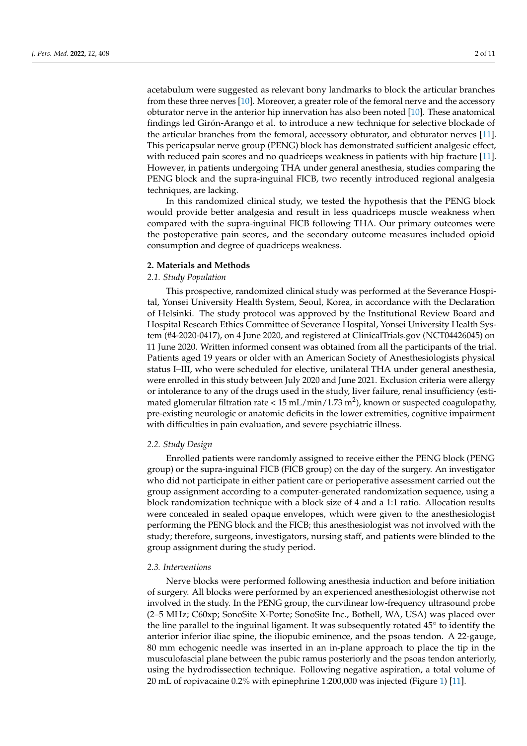acetabulum were suggested as relevant bony landmarks to block the articular branches from these three nerves [10]. Moreover, a greater role of the femoral nerve and the accessory obturator nerve in the anterior hip innervation has also been noted [10]. These anatomical findings led Girón-Arango et al. to introduce a new technique for selective blockade of the articular branches from the femoral, accessory obturator, and obturator nerves [11]. This pericapsular nerve group (PENG) block has demonstrated sufficient analgesic effect, with reduced pain scores and no quadriceps weakness in patients with hip fracture [11]. However, in patients undergoing THA under general anesthesia, studies comparing the PENG block and the supra-inguinal FICB, two recently introduced regional analgesia techniques, are lacking.

In this randomized clinical study, we tested the hypothesis that the PENG block would provide better analgesia and result in less quadriceps muscle weakness when compared with the supra-inguinal FICB following THA. Our primary outcomes were the postoperative pain scores, and the secondary outcome measures included opioid consumption and degree of quadriceps weakness.

## 2. Materials and Methods

### *2.1. Study Population*

This prospective, randomized clinical study was performed at the Severance Hospital, Yonsei University Health System, Seoul, Korea, in accordance with the Declaration of Helsinki. The study protocol was approved by the Institutional Review Board and Hospital Research Ethics Committee of Severance Hospital, Yonsei University Health System (#4-2020-0417), on 4 June 2020, and registered at ClinicalTrials.gov (NCT04426045) on 11 June 2020. Written informed consent was obtained from all the participants of the trial. Patients aged 19 years or older with an American Society of Anesthesiologists physical status I–III, who were scheduled for elective, unilateral THA under general anesthesia, were enrolled in this study between July 2020 and June 2021. Exclusion criteria were allergy or intolerance to any of the drugs used in the study, liver failure, renal insufficiency (estimated glomerular filtration rate < 15 mL/min/1.73 $m^2$), known or suspected coagulopathy, pre-existing neurologic or anatomic deficits in the lower extremities, cognitive impairment with difficulties in pain evaluation, and severe psychiatric illness.

### *2.2. Study Design*

Enrolled patients were randomly assigned to receive either the PENG block (PENG group) or the supra-inguinal FICB (FICB group) on the day of the surgery. An investigator who did not participate in either patient care or perioperative assessment carried out the group assignment according to a computer-generated randomization sequence, using a block randomization technique with a block size of 4 and a 1:1 ratio. Allocation results were concealed in sealed opaque envelopes, which were given to the anesthesiologist performing the PENG block and the FICB; this anesthesiologist was not involved with the study; therefore, surgeons, investigators, nursing staff, and patients were blinded to the group assignment during the study period.

### *2.3. Interventions*

Nerve blocks were performed following anesthesia induction and before initiation of surgery. All blocks were performed by an experienced anesthesiologist otherwise not involved in the study. In the PENG group, the curvilinear low-frequency ultrasound probe (2–5 MHz; C60xp; SonoSite X-Porte; SonoSite Inc., Bothell, WA, USA) was placed over the line parallel to the inguinal ligament. It was subsequently rotated 45° to identify the anterior inferior iliac spine, the iliopubic eminence, and the psoas tendon. A 22-gauge, 80 mm echogenic needle was inserted in an in-plane approach to place the tip in the musculofascial plane between the pubic ramus posteriorly and the psoas tendon anteriorly, using the hydrodissection technique. Following negative aspiration, a total volume of 20 mL of ropivacaine 0.2% with epinephrine 1:200,000 was injected (Figure 1) [11].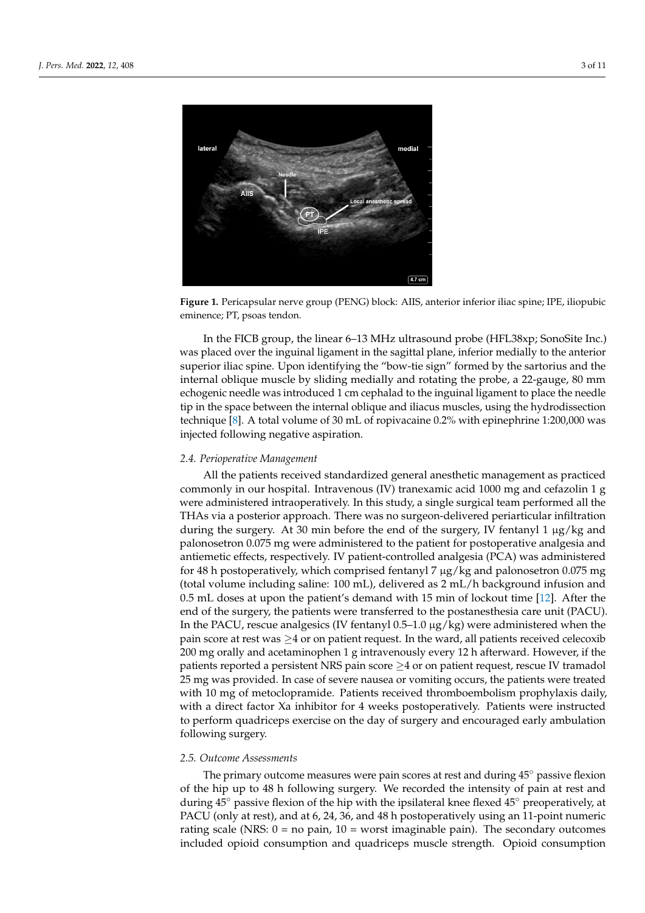**Figure 1.** Pericapsular nerve group (PENG) block: AIIS, anterior inferior iliac spine; IPE, iliopubic eminence; PT, psoas tendon.

In the FICB group, the linear 6–13 MHz ultrasound probe (HFL38xp; SonoSite Inc.) was placed over the inguinal ligament in the sagittal plane, inferior medially to the anterior superior iliac spine. Upon identifying the "bow-tie sign" formed by the sartorius and the internal oblique muscle by sliding medially and rotating the probe, a 22-gauge, 80 mm echogenic needle was introduced 1 cm cephalad to the inguinal ligament to place the needle tip in the space between the internal oblique and iliacus muscles, using the hydrodissection technique [8]. A total volume of 30 mL of ropivacaine 0.2% with epinephrine 1:200,000 was injected following negative aspiration.

### *2.4. Perioperative Management*

All the patients received standardized general anesthetic management as practiced commonly in our hospital. Intravenous (IV) tranexamic acid 1000 mg and cefazolin 1 g were administered intraoperatively. In this study, a single surgical team performed all the THAs via a posterior approach. There was no surgeon-delivered periarticular infiltration during the surgery. At 30 min before the end of the surgery, IV fentanyl 1 μg/kg and palonosetron 0.075 mg were administered to the patient for postoperative analgesia and antiemetic effects, respectively. IV patient-controlled analgesia (PCA) was administered for 48 h postoperatively, which comprised fentanyl 7 μg/kg and palonosetron 0.075 mg (total volume including saline: 100 mL), delivered as 2 mL/h background infusion and 0.5 mL doses at upon the patient's demand with 15 min of lockout time [12]. After the end of the surgery, the patients were transferred to the postanesthesia care unit (PACU). In the PACU, rescue analgesics (IV fentanyl 0.5–1.0 μg/kg) were administered when the pain score at rest was ≥4 or on patient request. In the ward, all patients received celecoxib 200 mg orally and acetaminophen 1 g intravenously every 12 h afterward. However, if the patients reported a persistent NRS pain score ≥4 or on patient request, rescue IV tramadol 25 mg was provided. In case of severe nausea or vomiting occurs, the patients were treated with 10 mg of metoclopramide. Patients received thromboembolism prophylaxis daily, with a direct factor Xa inhibitor for 4 weeks postoperatively. Patients were instructed to perform quadriceps exercise on the day of surgery and encouraged early ambulation following surgery.

### *2.5. Outcome Assessments*

The primary outcome measures were pain scores at rest and during 45° passive flexion of the hip up to 48 h following surgery. We recorded the intensity of pain at rest and during 45° passive flexion of the hip with the ipsilateral knee flexed 45° preoperatively, at PACU (only at rest), and at 6, 24, 36, and 48 h postoperatively using an 11-point numeric rating scale (NRS: 0 = no pain, 10 = worst imaginable pain). The secondary outcomes included opioid consumption and quadriceps muscle strength. Opioid consumption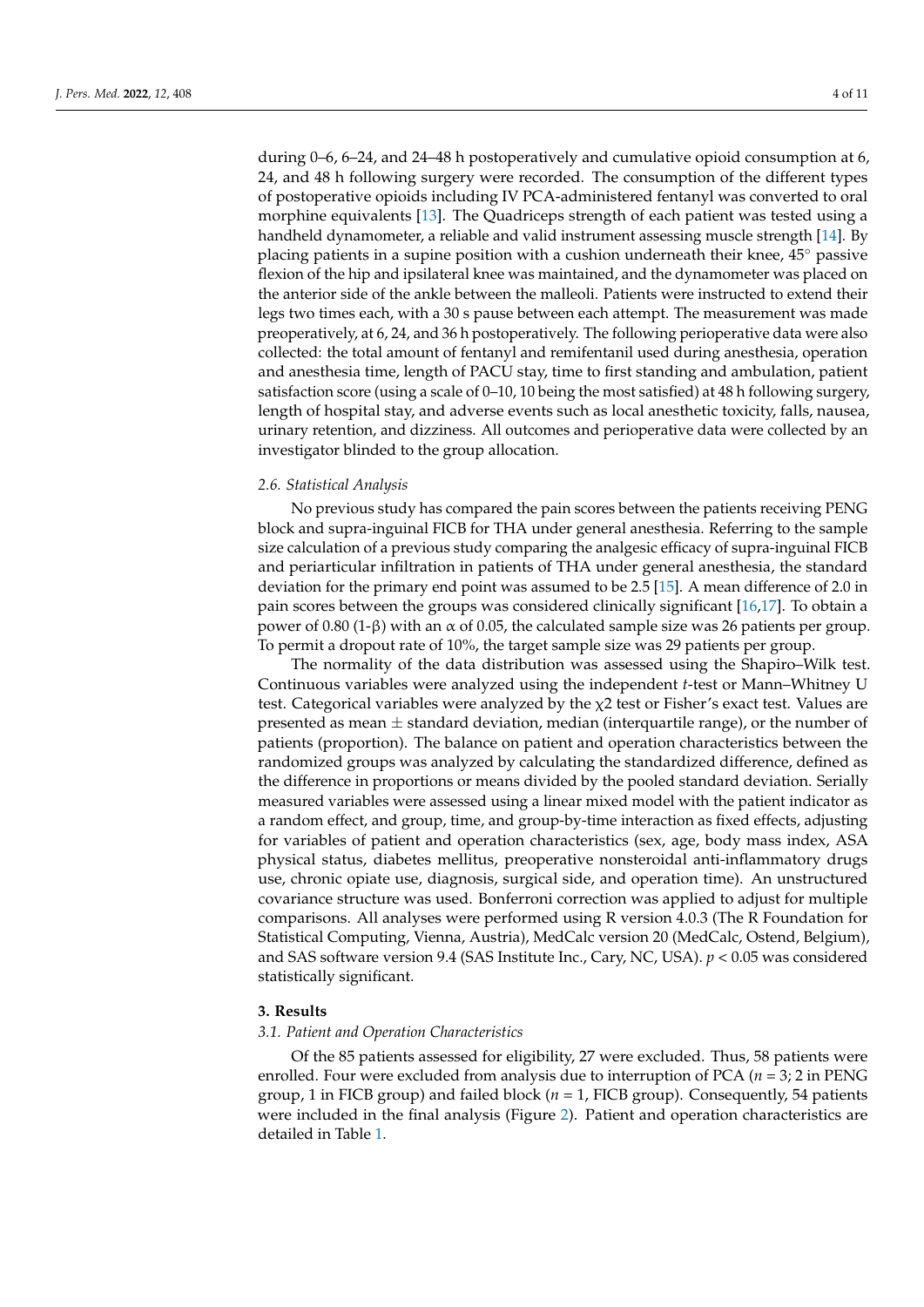during 0–6, 6–24, and 24–48 h postoperatively and cumulative opioid consumption at 6, 24, and 48 h following surgery were recorded. The consumption of the different types of postoperative opioids including IV PCA-administered fentanyl was converted to oral morphine equivalents [13]. The Quadriceps strength of each patient was tested using a handheld dynamometer, a reliable and valid instrument assessing muscle strength [14]. By placing patients in a supine position with a cushion underneath their knee, 45° passive flexion of the hip and ipsilateral knee was maintained, and the dynamometer was placed on the anterior side of the ankle between the malleoli. Patients were instructed to extend their legs two times each, with a 30 s pause between each attempt. The measurement was made preoperatively, at 6, 24, and 36 h postoperatively. The following perioperative data were also collected: the total amount of fentanyl and remifentanil used during anesthesia, operation and anesthesia time, length of PACU stay, time to first standing and ambulation, patient satisfaction score (using a scale of 0–10, 10 being the most satisfied) at 48 h following surgery, length of hospital stay, and adverse events such as local anesthetic toxicity, falls, nausea, urinary retention, and dizziness. All outcomes and perioperative data were collected by an investigator blinded to the group allocation.

### *2.6. Statistical Analysis*

No previous study has compared the pain scores between the patients receiving PENG block and supra-inguinal FICB for THA under general anesthesia. Referring to the sample size calculation of a previous study comparing the analgesic efficacy of supra-inguinal FICB and periarticular infiltration in patients of THA under general anesthesia, the standard deviation for the primary end point was assumed to be 2.5 [15]. A mean difference of 2.0 in pain scores between the groups was considered clinically significant [16,17]. To obtain a power of 0.80 (1-$\beta$) with an $\alpha$ of 0.05, the calculated sample size was 26 patients per group. To permit a dropout rate of 10%, the target sample size was 29 patients per group.

The normality of the data distribution was assessed using the Shapiro–Wilk test. Continuous variables were analyzed using the independent *t*-test or Mann–Whitney U test. Categorical variables were analyzed by the $\chi 2$ test or Fisher's exact test. Values are presented as mean $\pm$ standard deviation, median (interquartile range), or the number of patients (proportion). The balance on patient and operation characteristics between the randomized groups was analyzed by calculating the standardized difference, defined as the difference in proportions or means divided by the pooled standard deviation. Serially measured variables were assessed using a linear mixed model with the patient indicator as a random effect, and group, time, and group-by-time interaction as fixed effects, adjusting for variables of patient and operation characteristics (sex, age, body mass index, ASA physical status, diabetes mellitus, preoperative nonsteroidal anti-inflammatory drugs use, chronic opiate use, diagnosis, surgical side, and operation time). An unstructured covariance structure was used. Bonferroni correction was applied to adjust for multiple comparisons. All analyses were performed using R version 4.0.3 (The R Foundation for Statistical Computing, Vienna, Austria), MedCalc version 20 (MedCalc, Ostend, Belgium), and SAS software version 9.4 (SAS Institute Inc., Cary, NC, USA). $p < 0.05$ was considered statistically significant.

## **3. Results**

### *3.1. Patient and Operation Characteristics*

Of the 85 patients assessed for eligibility, 27 were excluded. Thus, 58 patients were enrolled. Four were excluded from analysis due to interruption of PCA ($n = 3$; 2 in PENG group, 1 in FICB group) and failed block ($n = 1$, FICB group). Consequently, 54 patients were included in the final analysis (Figure 2). Patient and operation characteristics are detailed in Table 1.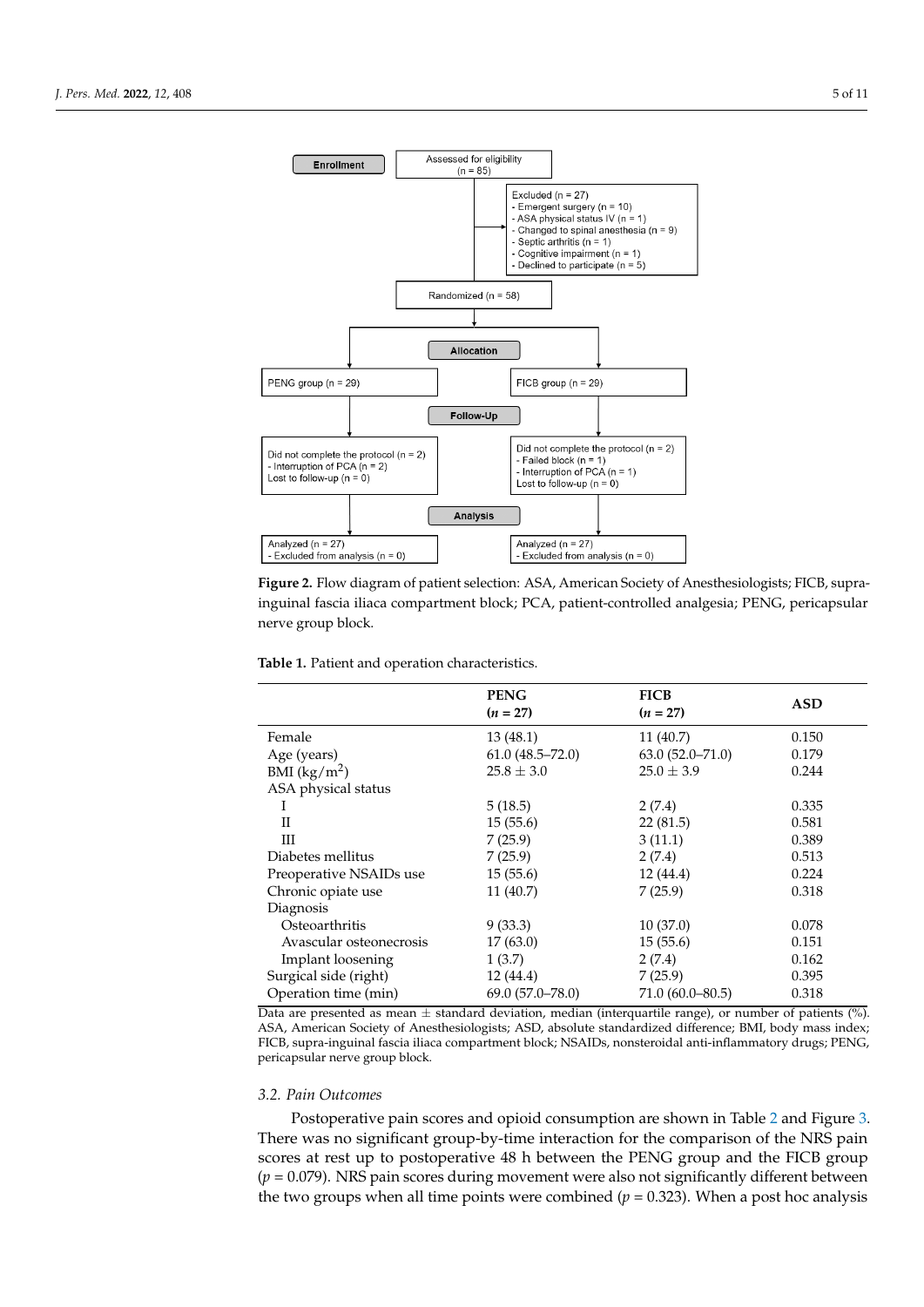Enrollment

Assessed for eligibility (n = 85)

Excluded (n = 27)
- Emergent surgery (n = 10)
- ASA physical status IV (n = 1)
- Changed to spinal anesthesia (n = 9)
- Septic arthritis (n = 1)
- Cognitive impairment (n = 1)
- Declined to participate (n = 5)

Randomized (n = 58)

Allocation

PENG group (n = 29)

FICB group (n = 29)

Follow-Up

Did not complete the protocol (n = 2)
- Interruption of PCA (n = 2)
Lost to follow-up (n = 0)

Did not complete the protocol (n = 2)
- Failed block (n = 1)
- Interruption of PCA (n = 1)
Lost to follow-up (n = 0)

Analysis

Analyzed (n = 27)
- Excluded from analysis (n = 0)

Analyzed (n = 27)
- Excluded from analysis (n = 0)

**Figure 2.** Flow diagram of patient selection: ASA, American Society of Anesthesiologists; FICB, supra-inguinal fascia iliaca compartment block; PCA, patient-controlled analgesia; PENG, pericapsular nerve group block.

**Table 1.** Patient and operation characteristics.

| | PENG ($n$ = 27) | FICB ($n$ = 27) | ASD |
|---|---|---|---|
| Female | 13 (48.1) | 11 (40.7) | 0.150 |
| Age (years) | 61.0 (48.5–72.0) | 63.0 (52.0–71.0) | 0.179 |
| BMI (kg/m$^2$) | 25.8 ± 3.0 | 25.0 ± 3.9 | 0.244 |
| ASA physical status | | | |
| I | 5 (18.5) | 2 (7.4) | 0.335 |
| II | 15 (55.6) | 22 (81.5) | 0.581 |
| III | 7 (25.9) | 3 (11.1) | 0.389 |
| Diabetes mellitus | 7 (25.9) | 2 (7.4) | 0.513 |
| Preoperative NSAIDs use | 15 (55.6) | 12 (44.4) | 0.224 |
| Chronic opiate use | 11 (40.7) | 7 (25.9) | 0.318 |
| Diagnosis | | | |
| Osteoarthritis | 9 (33.3) | 10 (37.0) | 0.078 |
| Avascular osteonecrosis | 17 (63.0) | 15 (55.6) | 0.151 |
| Implant loosening | 1 (3.7) | 2 (7.4) | 0.162 |
| Surgical side (right) | 12 (44.4) | 7 (25.9) | 0.395 |
| Operation time (min) | 69.0 (57.0–78.0) | 71.0 (60.0–80.5) | 0.318 |

Data are presented as mean ± standard deviation, median (interquartile range), or number of patients (%). ASA, American Society of Anesthesiologists; ASD, absolute standardized difference; BMI, body mass index; FICB, supra-inguinal fascia iliaca compartment block; NSAIDs, nonsteroidal anti-inflammatory drugs; PENG, pericapsular nerve group block.

### 3.2. Pain Outcomes

Postoperative pain scores and opioid consumption are shown in Table 2 and Figure 3. There was no significant group-by-time interaction for the comparison of the NRS pain scores at rest up to postoperative 48 h between the PENG group and the FICB group ($p$ = 0.079). NRS pain scores during movement were also not significantly different between the two groups when all time points were combined ($p$ = 0.323). When a post hoc analysis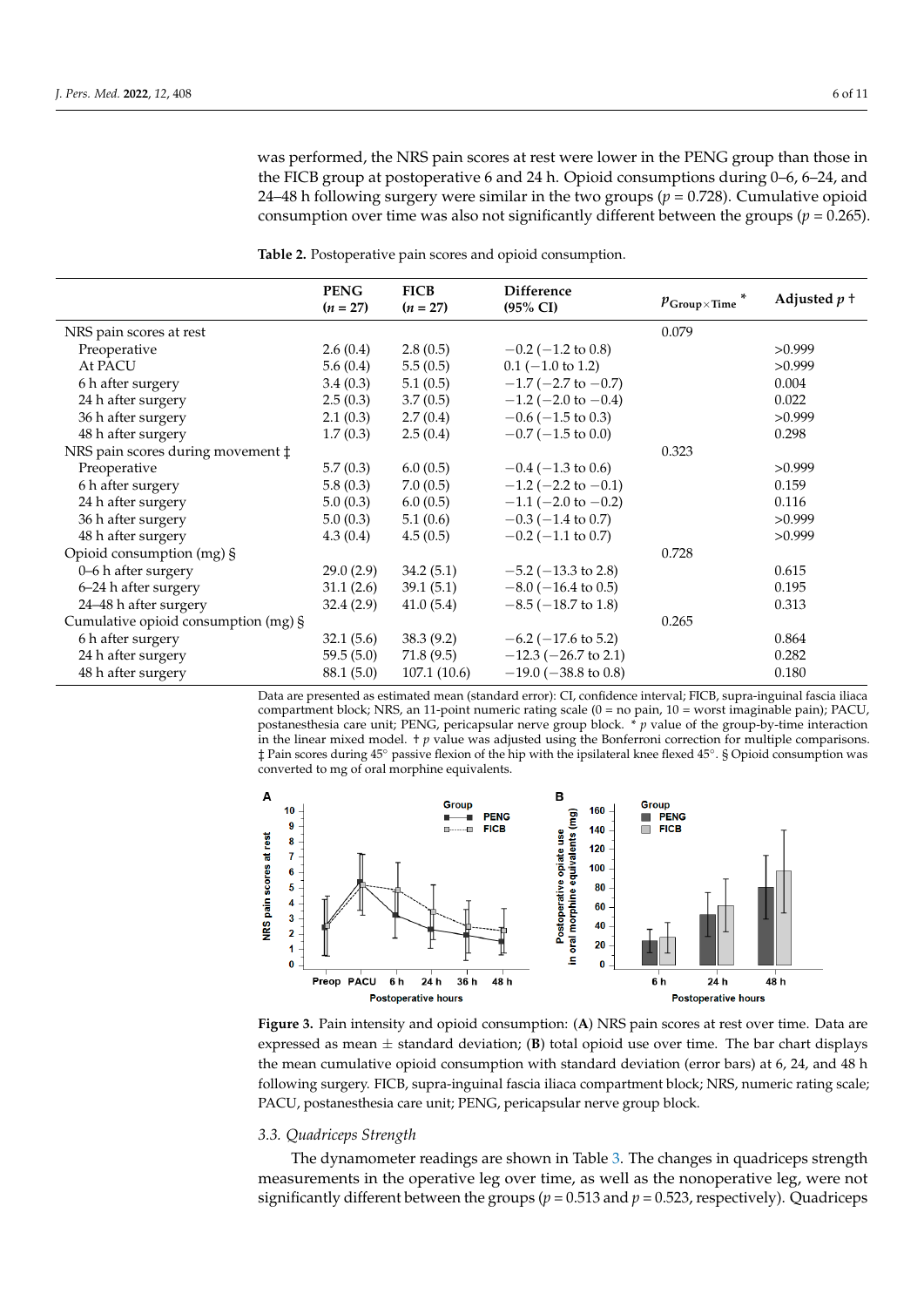was performed, the NRS pain scores at rest were lower in the PENG group than those in the FICB group at postoperative 6 and 24 h. Opioid consumptions during 0–6, 6–24, and 24–48 h following surgery were similar in the two groups ($p = 0.728$). Cumulative opioid consumption over time was also not significantly different between the groups ($p = 0.265$).

**Table 2.** Postoperative pain scores and opioid consumption.

| | PENG ($n = 27$) | FICB ($n = 27$) | Difference (95% CI) | $p_{\text{Group} \times \text{Time}}$ * | Adjusted $p$ † |
|---|---|---|---|---|---|
| NRS pain scores at rest | | | | 0.079 | |
| Preoperative | 2.6 (0.4) | 2.8 (0.5) | −0.2 (−1.2 to 0.8) | | >0.999 |
| At PACU | 5.6 (0.4) | 5.5 (0.5) | 0.1 (−1.0 to 1.2) | | >0.999 |
| 6 h after surgery | 3.4 (0.3) | 5.1 (0.5) | −1.7 (−2.7 to −0.7) | | 0.004 |
| 24 h after surgery | 2.5 (0.3) | 3.7 (0.5) | −1.2 (−2.0 to −0.4) | | 0.022 |
| 36 h after surgery | 2.1 (0.3) | 2.7 (0.4) | −0.6 (−1.5 to 0.3) | | >0.999 |
| 48 h after surgery | 1.7 (0.3) | 2.5 (0.4) | −0.7 (−1.5 to 0.0) | | 0.298 |
| NRS pain scores during movement ‡ | | | | 0.323 | |
| Preoperative | 5.7 (0.3) | 6.0 (0.5) | −0.4 (−1.3 to 0.6) | | >0.999 |
| 6 h after surgery | 5.8 (0.3) | 7.0 (0.5) | −1.2 (−2.2 to −0.1) | | 0.159 |
| 24 h after surgery | 5.0 (0.3) | 6.0 (0.5) | −1.1 (−2.0 to −0.2) | | 0.116 |
| 36 h after surgery | 5.0 (0.3) | 5.1 (0.6) | −0.3 (−1.4 to 0.7) | | >0.999 |
| 48 h after surgery | 4.3 (0.4) | 4.5 (0.5) | −0.2 (−1.1 to 0.7) | | >0.999 |
| Opioid consumption (mg) § | | | | 0.728 | |
| 0–6 h after surgery | 29.0 (2.9) | 34.2 (5.1) | −5.2 (−13.3 to 2.8) | | 0.615 |
| 6–24 h after surgery | 31.1 (2.6) | 39.1 (5.1) | −8.0 (−16.4 to 0.5) | | 0.195 |
| 24–48 h after surgery | 32.4 (2.9) | 41.0 (5.4) | −8.5 (−18.7 to 1.8) | | 0.313 |
| Cumulative opioid consumption (mg) § | | | | 0.265 | |
| 6 h after surgery | 32.1 (5.6) | 38.3 (9.2) | −6.2 (−17.6 to 5.2) | | 0.864 |
| 24 h after surgery | 59.5 (5.0) | 71.8 (9.5) | −12.3 (−26.7 to 2.1) | | 0.282 |
| 48 h after surgery | 88.1 (5.0) | 107.1 (10.6) | −19.0 (−38.8 to 0.8) | | 0.180 |

Data are presented as estimated mean (standard error): CI, confidence interval; FICB, supra-inguinal fascia iliaca compartment block; NRS, an 11-point numeric rating scale (0 = no pain, 10 = worst imaginable pain); PACU, postanesthesia care unit; PENG, pericapsular nerve group block. * $p$ value of the group-by-time interaction in the linear mixed model. † $p$ value was adjusted using the Bonferroni correction for multiple comparisons. ‡ Pain scores during 45° passive flexion of the hip with the ipsilateral knee flexed 45°. § Opioid consumption was converted to mg of oral morphine equivalents.

**Figure 3.** Pain intensity and opioid consumption: (**A**) NRS pain scores at rest over time. Data are expressed as mean ± standard deviation; (**B**) total opioid use over time. The bar chart displays the mean cumulative opioid consumption with standard deviation (error bars) at 6, 24, and 48 h following surgery. FICB, supra-inguinal fascia iliaca compartment block; NRS, numeric rating scale; PACU, postanesthesia care unit; PENG, pericapsular nerve group block.

### 3.3. Quadriceps Strength

The dynamometer readings are shown in Table 3. The changes in quadriceps strength measurements in the operative leg over time, as well as the nonoperative leg, were not significantly different between the groups ($p = 0.513$ and $p = 0.523$, respectively). Quadriceps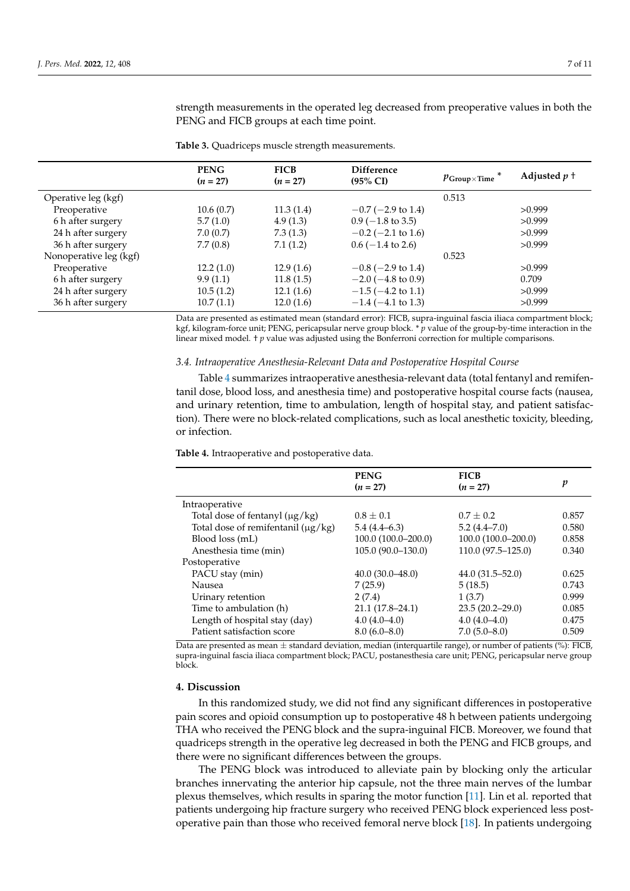strength measurements in the operated leg decreased from preoperative values in both the PENG and FICB groups at each time point.

**Table 3.** Quadriceps muscle strength measurements.

| | PENG ($n$ = 27) | FICB ($n$ = 27) | Difference (95% CI) | $p_{\text{Group}\times\text{Time}}$ * | Adjusted $p$ † |
|---|---|---|---|---|---|
| Operative leg (kgf) | | | | 0.513 | |
| Preoperative | 10.6 (0.7) | 11.3 (1.4) | −0.7 (−2.9 to 1.4) | | >0.999 |
| 6 h after surgery | 5.7 (1.0) | 4.9 (1.3) | 0.9 (−1.8 to 3.5) | | >0.999 |
| 24 h after surgery | 7.0 (0.7) | 7.3 (1.3) | −0.2 (−2.1 to 1.6) | | >0.999 |
| 36 h after surgery | 7.7 (0.8) | 7.1 (1.2) | 0.6 (−1.4 to 2.6) | | >0.999 |
| Nonoperative leg (kgf) | | | | 0.523 | |
| Preoperative | 12.2 (1.0) | 12.9 (1.6) | −0.8 (−2.9 to 1.4) | | >0.999 |
| 6 h after surgery | 9.9 (1.1) | 11.8 (1.5) | −2.0 (−4.8 to 0.9) | | 0.709 |
| 24 h after surgery | 10.5 (1.2) | 12.1 (1.6) | −1.5 (−4.2 to 1.1) | | >0.999 |
| 36 h after surgery | 10.7 (1.1) | 12.0 (1.6) | −1.4 (−4.1 to 1.3) | | >0.999 |

Data are presented as estimated mean (standard error): FICB, supra-inguinal fascia iliaca compartment block; kgf, kilogram-force unit; PENG, pericapsular nerve group block. * $p$ value of the group-by-time interaction in the linear mixed model. † $p$ value was adjusted using the Bonferroni correction for multiple comparisons.

### *3.4. Intraoperative Anesthesia-Relevant Data and Postoperative Hospital Course*

Table 4 summarizes intraoperative anesthesia-relevant data (total fentanyl and remifentanil dose, blood loss, and anesthesia time) and postoperative hospital course facts (nausea, and urinary retention, time to ambulation, length of hospital stay, and patient satisfaction). There were no block-related complications, such as local anesthetic toxicity, bleeding, or infection.

**Table 4.** Intraoperative and postoperative data.

| | PENG ($n$ = 27) | FICB ($n$ = 27) | $p$ |
|---|---|---|---|
| Intraoperative | | | |
| Total dose of fentanyl (μg/kg) | 0.8 ± 0.1 | 0.7 ± 0.2 | 0.857 |
| Total dose of remifentanil (μg/kg) | 5.4 (4.4–6.3) | 5.2 (4.4–7.0) | 0.580 |
| Blood loss (mL) | 100.0 (100.0–200.0) | 100.0 (100.0–200.0) | 0.858 |
| Anesthesia time (min) | 105.0 (90.0–130.0) | 110.0 (97.5–125.0) | 0.340 |
| Postoperative | | | |
| PACU stay (min) | 40.0 (30.0–48.0) | 44.0 (31.5–52.0) | 0.625 |
| Nausea | 7 (25.9) | 5 (18.5) | 0.743 |
| Urinary retention | 2 (7.4) | 1 (3.7) | 0.999 |
| Time to ambulation (h) | 21.1 (17.8–24.1) | 23.5 (20.2–29.0) | 0.085 |
| Length of hospital stay (day) | 4.0 (4.0–4.0) | 4.0 (4.0–4.0) | 0.475 |
| Patient satisfaction score | 8.0 (6.0–8.0) | 7.0 (5.0–8.0) | 0.509 |

Data are presented as mean ± standard deviation, median (interquartile range), or number of patients (%): FICB, supra-inguinal fascia iliaca compartment block; PACU, postanesthesia care unit; PENG, pericapsular nerve group block.

## 4. Discussion

In this randomized study, we did not find any significant differences in postoperative pain scores and opioid consumption up to postoperative 48 h between patients undergoing THA who received the PENG block and the supra-inguinal FICB. Moreover, we found that quadriceps strength in the operative leg decreased in both the PENG and FICB groups, and there were no significant differences between the groups.

The PENG block was introduced to alleviate pain by blocking only the articular branches innervating the anterior hip capsule, not the three main nerves of the lumbar plexus themselves, which results in sparing the motor function [11]. Lin et al. reported that patients undergoing hip fracture surgery who received PENG block experienced less postoperative pain than those who received femoral nerve block [18]. In patients undergoing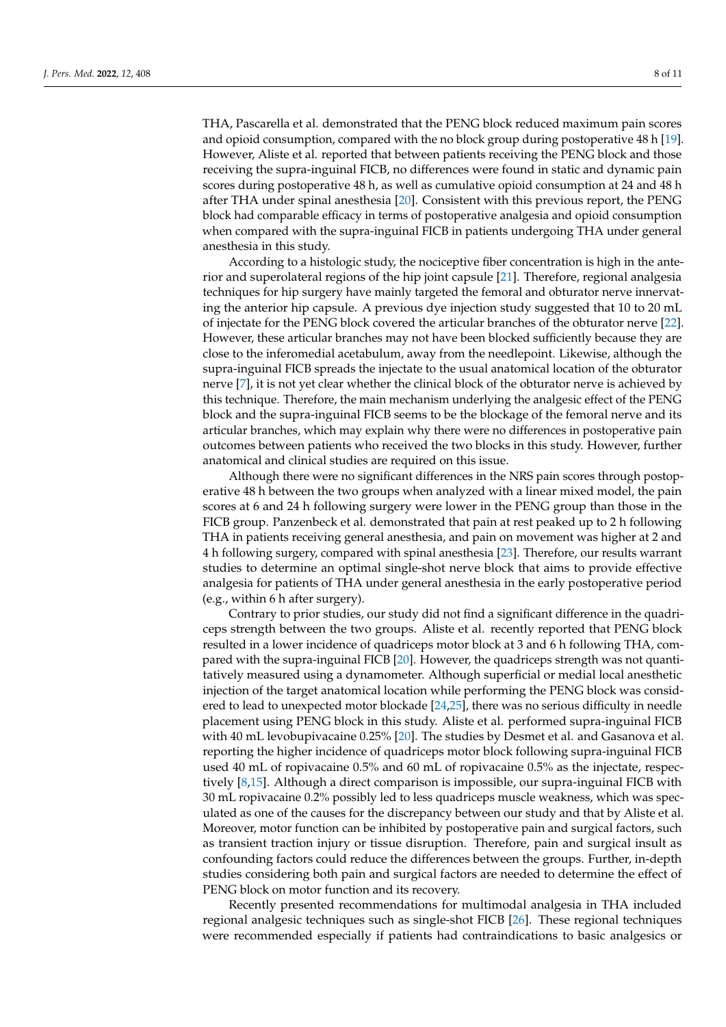THA, Pascarella et al. demonstrated that the PENG block reduced maximum pain scores and opioid consumption, compared with the no block group during postoperative 48 h [19]. However, Aliste et al. reported that between patients receiving the PENG block and those receiving the supra-inguinal FICB, no differences were found in static and dynamic pain scores during postoperative 48 h, as well as cumulative opioid consumption at 24 and 48 h after THA under spinal anesthesia [20]. Consistent with this previous report, the PENG block had comparable efficacy in terms of postoperative analgesia and opioid consumption when compared with the supra-inguinal FICB in patients undergoing THA under general anesthesia in this study.

According to a histologic study, the nociceptive fiber concentration is high in the anterior and superolateral regions of the hip joint capsule [21]. Therefore, regional analgesia techniques for hip surgery have mainly targeted the femoral and obturator nerve innervating the anterior hip capsule. A previous dye injection study suggested that 10 to 20 mL of injectate for the PENG block covered the articular branches of the obturator nerve [22]. However, these articular branches may not have been blocked sufficiently because they are close to the inferomedial acetabulum, away from the needlepoint. Likewise, although the supra-inguinal FICB spreads the injectate to the usual anatomical location of the obturator nerve [7], it is not yet clear whether the clinical block of the obturator nerve is achieved by this technique. Therefore, the main mechanism underlying the analgesic effect of the PENG block and the supra-inguinal FICB seems to be the blockage of the femoral nerve and its articular branches, which may explain why there were no differences in postoperative pain outcomes between patients who received the two blocks in this study. However, further anatomical and clinical studies are required on this issue.

Although there were no significant differences in the NRS pain scores through postoperative 48 h between the two groups when analyzed with a linear mixed model, the pain scores at 6 and 24 h following surgery were lower in the PENG group than those in the FICB group. Panzenbeck et al. demonstrated that pain at rest peaked up to 2 h following THA in patients receiving general anesthesia, and pain on movement was higher at 2 and 4 h following surgery, compared with spinal anesthesia [23]. Therefore, our results warrant studies to determine an optimal single-shot nerve block that aims to provide effective analgesia for patients of THA under general anesthesia in the early postoperative period (e.g., within 6 h after surgery).

Contrary to prior studies, our study did not find a significant difference in the quadriceps strength between the two groups. Aliste et al. recently reported that PENG block resulted in a lower incidence of quadriceps motor block at 3 and 6 h following THA, compared with the supra-inguinal FICB [20]. However, the quadriceps strength was not quantitatively measured using a dynamometer. Although superficial or medial local anesthetic injection of the target anatomical location while performing the PENG block was considered to lead to unexpected motor blockade [24,25], there was no serious difficulty in needle placement using PENG block in this study. Aliste et al. performed supra-inguinal FICB with 40 mL levobupivacaine 0.25% [20]. The studies by Desmet et al. and Gasanova et al. reporting the higher incidence of quadriceps motor block following supra-inguinal FICB used 40 mL of ropivacaine 0.5% and 60 mL of ropivacaine 0.5% as the injectate, respectively [8,15]. Although a direct comparison is impossible, our supra-inguinal FICB with 30 mL ropivacaine 0.2% possibly led to less quadriceps muscle weakness, which was speculated as one of the causes for the discrepancy between our study and that by Aliste et al. Moreover, motor function can be inhibited by postoperative pain and surgical factors, such as transient traction injury or tissue disruption. Therefore, pain and surgical insult as confounding factors could reduce the differences between the groups. Further, in-depth studies considering both pain and surgical factors are needed to determine the effect of PENG block on motor function and its recovery.

Recently presented recommendations for multimodal analgesia in THA included regional analgesic techniques such as single-shot FICB [26]. These regional techniques were recommended especially if patients had contraindications to basic analgesics or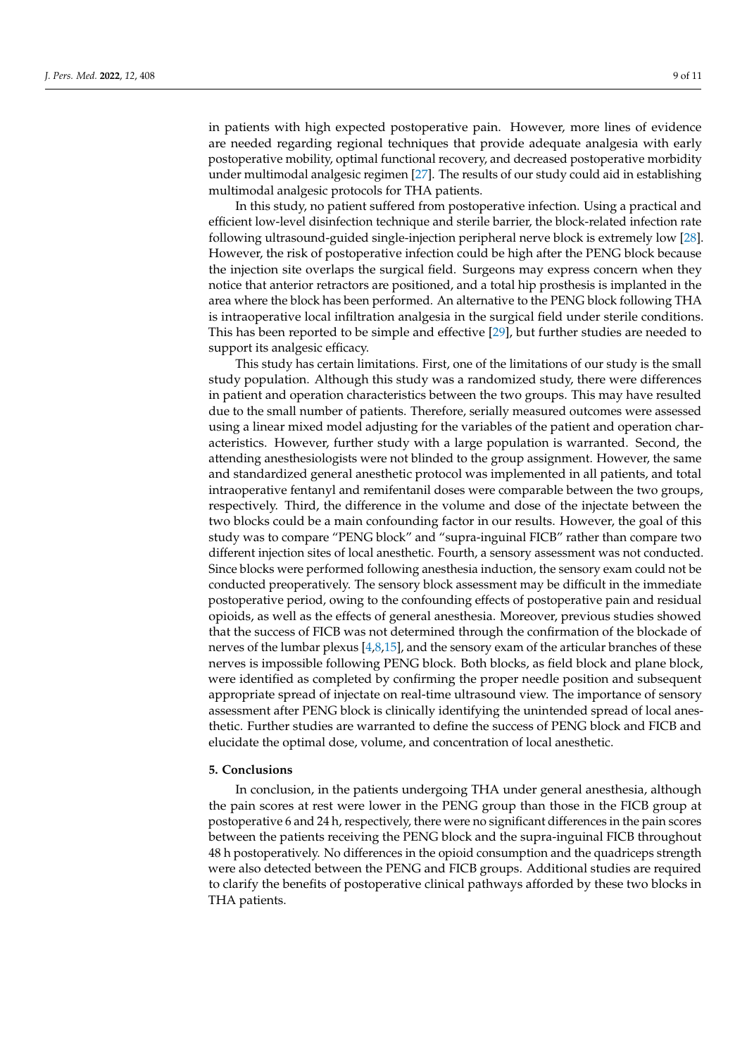in patients with high expected postoperative pain. However, more lines of evidence are needed regarding regional techniques that provide adequate analgesia with early postoperative mobility, optimal functional recovery, and decreased postoperative morbidity under multimodal analgesic regimen [27]. The results of our study could aid in establishing multimodal analgesic protocols for THA patients.

In this study, no patient suffered from postoperative infection. Using a practical and efficient low-level disinfection technique and sterile barrier, the block-related infection rate following ultrasound-guided single-injection peripheral nerve block is extremely low [28]. However, the risk of postoperative infection could be high after the PENG block because the injection site overlaps the surgical field. Surgeons may express concern when they notice that anterior retractors are positioned, and a total hip prosthesis is implanted in the area where the block has been performed. An alternative to the PENG block following THA is intraoperative local infiltration analgesia in the surgical field under sterile conditions. This has been reported to be simple and effective [29], but further studies are needed to support its analgesic efficacy.

This study has certain limitations. First, one of the limitations of our study is the small study population. Although this study was a randomized study, there were differences in patient and operation characteristics between the two groups. This may have resulted due to the small number of patients. Therefore, serially measured outcomes were assessed using a linear mixed model adjusting for the variables of the patient and operation characteristics. However, further study with a large population is warranted. Second, the attending anesthesiologists were not blinded to the group assignment. However, the same and standardized general anesthetic protocol was implemented in all patients, and total intraoperative fentanyl and remifentanil doses were comparable between the two groups, respectively. Third, the difference in the volume and dose of the injectate between the two blocks could be a main confounding factor in our results. However, the goal of this study was to compare "PENG block" and "supra-inguinal FICB" rather than compare two different injection sites of local anesthetic. Fourth, a sensory assessment was not conducted. Since blocks were performed following anesthesia induction, the sensory exam could not be conducted preoperatively. The sensory block assessment may be difficult in the immediate postoperative period, owing to the confounding effects of postoperative pain and residual opioids, as well as the effects of general anesthesia. Moreover, previous studies showed that the success of FICB was not determined through the confirmation of the blockade of nerves of the lumbar plexus [4,8,15], and the sensory exam of the articular branches of these nerves is impossible following PENG block. Both blocks, as field block and plane block, were identified as completed by confirming the proper needle position and subsequent appropriate spread of injectate on real-time ultrasound view. The importance of sensory assessment after PENG block is clinically identifying the unintended spread of local anesthetic. Further studies are warranted to define the success of PENG block and FICB and elucidate the optimal dose, volume, and concentration of local anesthetic.

## 5. Conclusions

In conclusion, in the patients undergoing THA under general anesthesia, although the pain scores at rest were lower in the PENG group than those in the FICB group at postoperative 6 and 24 h, respectively, there were no significant differences in the pain scores between the patients receiving the PENG block and the supra-inguinal FICB throughout 48 h postoperatively. No differences in the opioid consumption and the quadriceps strength were also detected between the PENG and FICB groups. Additional studies are required to clarify the benefits of postoperative clinical pathways afforded by these two blocks in THA patients.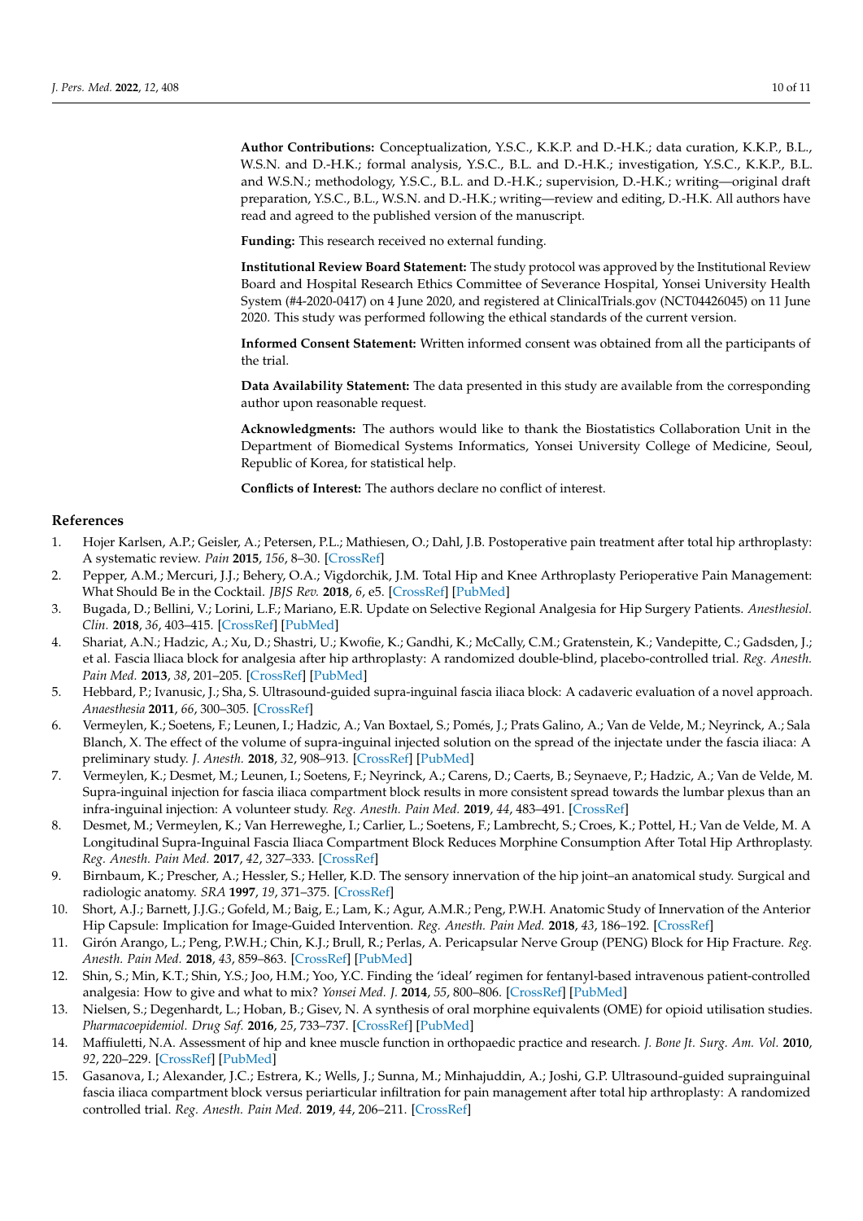**Author Contributions:** Conceptualization, Y.S.C., K.K.P. and D.-H.K.; data curation, K.K.P., B.L., W.S.N. and D.-H.K.; formal analysis, Y.S.C., B.L. and D.-H.K.; investigation, Y.S.C., K.K.P., B.L. and W.S.N.; methodology, Y.S.C., B.L. and D.-H.K.; supervision, D.-H.K.; writing—original draft preparation, Y.S.C., B.L., W.S.N. and D.-H.K.; writing—review and editing, D.-H.K. All authors have read and agreed to the published version of the manuscript.

**Funding:** This research received no external funding.

**Institutional Review Board Statement:** The study protocol was approved by the Institutional Review Board and Hospital Research Ethics Committee of Severance Hospital, Yonsei University Health System (#4-2020-0417) on 4 June 2020, and registered at ClinicalTrials.gov (NCT04426045) on 11 June 2020. This study was performed following the ethical standards of the current version.

**Informed Consent Statement:** Written informed consent was obtained from all the participants of the trial.

**Data Availability Statement:** The data presented in this study are available from the corresponding author upon reasonable request.

**Acknowledgments:** The authors would like to thank the Biostatistics Collaboration Unit in the Department of Biomedical Systems Informatics, Yonsei University College of Medicine, Seoul, Republic of Korea, for statistical help.

**Conflicts of Interest:** The authors declare no conflict of interest.

## References

1. Hojer Karlsen, A.P.; Geisler, A.; Petersen, P.L.; Mathiesen, O.; Dahl, J.B. Postoperative pain treatment after total hip arthroplasty: A systematic review. *Pain* **2015**, *156*, 8–30. [CrossRef]
2. Pepper, A.M.; Mercuri, J.J.; Behery, O.A.; Vigdorchik, J.M. Total Hip and Knee Arthroplasty Perioperative Pain Management: What Should Be in the Cocktail. *JBJS Rev.* **2018**, *6*, e5. [CrossRef] [PubMed]
3. Bugada, D.; Bellini, V.; Lorini, L.F.; Mariano, E.R. Update on Selective Regional Analgesia for Hip Surgery Patients. *Anesthesiol. Clin.* **2018**, *36*, 403–415. [CrossRef] [PubMed]
4. Shariat, A.N.; Hadzic, A.; Xu, D.; Shastri, U.; Kwofie, K.; Gandhi, K.; McCally, C.M.; Gratenstein, K.; Vandepitte, C.; Gadsden, J.; et al. Fascia lliaca block for analgesia after hip arthroplasty: A randomized double-blind, placebo-controlled trial. *Reg. Anesth. Pain Med.* **2013**, *38*, 201–205. [CrossRef] [PubMed]
5. Hebbard, P.; Ivanusic, J.; Sha, S. Ultrasound-guided supra-inguinal fascia iliaca block: A cadaveric evaluation of a novel approach. *Anaesthesia* **2011**, *66*, 300–305. [CrossRef]
6. Vermeylen, K.; Soetens, F.; Leunen, I.; Hadzic, A.; Van Boxtael, S.; Pomés, J.; Prats Galino, A.; Van de Velde, M.; Neyrinck, A.; Sala Blanch, X. The effect of the volume of supra-inguinal injected solution on the spread of the injectate under the fascia iliaca: A preliminary study. *J. Anesth.* **2018**, *32*, 908–913. [CrossRef] [PubMed]
7. Vermeylen, K.; Desmet, M.; Leunen, I.; Soetens, F.; Neyrinck, A.; Carens, D.; Caerts, B.; Seynaeve, P.; Hadzic, A.; Van de Velde, M. Supra-inguinal injection for fascia iliaca compartment block results in more consistent spread towards the lumbar plexus than an infra-inguinal injection: A volunteer study. *Reg. Anesth. Pain Med.* **2019**, *44*, 483–491. [CrossRef]
8. Desmet, M.; Vermeylen, K.; Van Herreweghe, I.; Carlier, L.; Soetens, F.; Lambrecht, S.; Croes, K.; Pottel, H.; Van de Velde, M. A Longitudinal Supra-Inguinal Fascia Iliaca Compartment Block Reduces Morphine Consumption After Total Hip Arthroplasty. *Reg. Anesth. Pain Med.* **2017**, *42*, 327–333. [CrossRef]
9. Birnbaum, K.; Prescher, A.; Hessler, S.; Heller, K.D. The sensory innervation of the hip joint–an anatomical study. Surgical and radiologic anatomy. *SRA* **1997**, *19*, 371–375. [CrossRef]
10. Short, A.J.; Barnett, J.J.G.; Gofeld, M.; Baig, E.; Lam, K.; Agur, A.M.R.; Peng, P.W.H. Anatomic Study of Innervation of the Anterior Hip Capsule: Implication for Image-Guided Intervention. *Reg. Anesth. Pain Med.* **2018**, *43*, 186–192. [CrossRef]
11. Girón Arango, L.; Peng, P.W.H.; Chin, K.J.; Brull, R.; Perlas, A. Pericapsular Nerve Group (PENG) Block for Hip Fracture. *Reg. Anesth. Pain Med.* **2018**, *43*, 859–863. [CrossRef] [PubMed]
12. Shin, S.; Min, K.T.; Shin, Y.S.; Joo, H.M.; Yoo, Y.C. Finding the 'ideal' regimen for fentanyl-based intravenous patient-controlled analgesia: How to give and what to mix? *Yonsei Med. J.* **2014**, *55*, 800–806. [CrossRef] [PubMed]
13. Nielsen, S.; Degenhardt, L.; Hoban, B.; Gisev, N. A synthesis of oral morphine equivalents (OME) for opioid utilisation studies. *Pharmacoepidemiol. Drug Saf.* **2016**, *25*, 733–737. [CrossRef] [PubMed]
14. Maffiuletti, N.A. Assessment of hip and knee muscle function in orthopaedic practice and research. *J. Bone Jt. Surg. Am. Vol.* **2010**, *92*, 220–229. [CrossRef] [PubMed]
15. Gasanova, I.; Alexander, J.C.; Estrera, K.; Wells, J.; Sunna, M.; Minhajuddin, A.; Joshi, G.P. Ultrasound-guided suprainguinal fascia iliaca compartment block versus periarticular infiltration for pain management after total hip arthroplasty: A randomized controlled trial. *Reg. Anesth. Pain Med.* **2019**, *44*, 206–211. [CrossRef]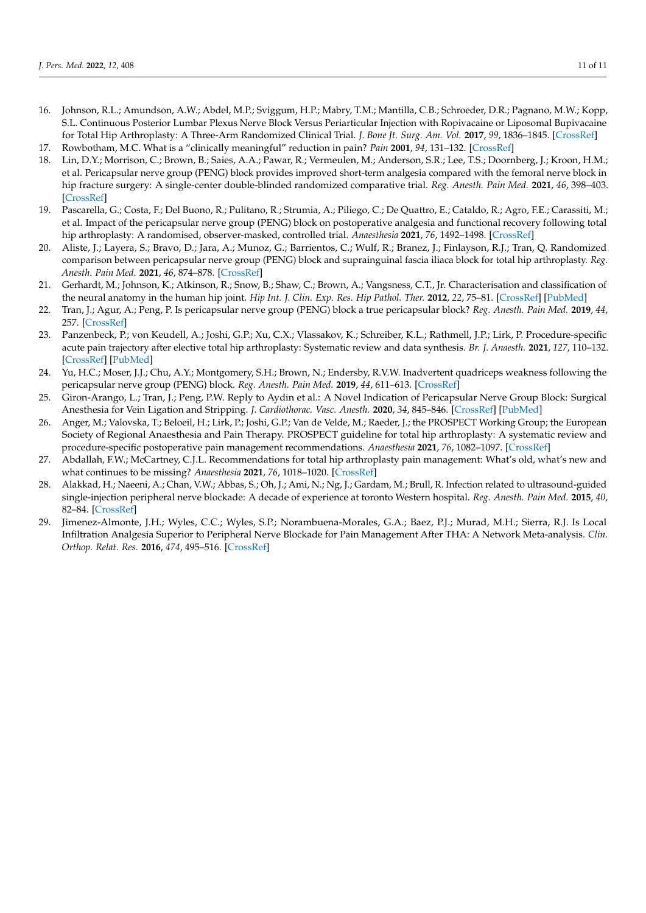16. Johnson, R.L.; Amundson, A.W.; Abdel, M.P.; Sviggum, H.P.; Mabry, T.M.; Mantilla, C.B.; Schroeder, D.R.; Pagnano, M.W.; Kopp, S.L. Continuous Posterior Lumbar Plexus Nerve Block Versus Periarticular Injection with Ropivacaine or Liposomal Bupivacaine for Total Hip Arthroplasty: A Three-Arm Randomized Clinical Trial. *J. Bone Jt. Surg. Am. Vol.* **2017**, *99*, 1836–1845. [CrossRef]
17. Rowbotham, M.C. What is a "clinically meaningful" reduction in pain? *Pain* **2001**, *94*, 131–132. [CrossRef]
18. Lin, D.Y.; Morrison, C.; Brown, B.; Saies, A.A.; Pawar, R.; Vermeulen, M.; Anderson, S.R.; Lee, T.S.; Doornberg, J.; Kroon, H.M.; et al. Pericapsular nerve group (PENG) block provides improved short-term analgesia compared with the femoral nerve block in hip fracture surgery: A single-center double-blinded randomized comparative trial. *Reg. Anesth. Pain Med.* **2021**, *46*, 398–403. [CrossRef]
19. Pascarella, G.; Costa, F.; Del Buono, R.; Pulitano, R.; Strumia, A.; Piliego, C.; De Quattro, E.; Cataldo, R.; Agro, F.E.; Carassiti, M.; et al. Impact of the pericapsular nerve group (PENG) block on postoperative analgesia and functional recovery following total hip arthroplasty: A randomised, observer-masked, controlled trial. *Anaesthesia* **2021**, *76*, 1492–1498. [CrossRef]
20. Aliste, J.; Layera, S.; Bravo, D.; Jara, A.; Munoz, G.; Barrientos, C.; Wulf, R.; Branez, J.; Finlayson, R.J.; Tran, Q. Randomized comparison between pericapsular nerve group (PENG) block and suprainguinal fascia iliaca block for total hip arthroplasty. *Reg. Anesth. Pain Med.* **2021**, *46*, 874–878. [CrossRef]
21. Gerhardt, M.; Johnson, K.; Atkinson, R.; Snow, B.; Shaw, C.; Brown, A.; Vangsness, C.T., Jr. Characterisation and classification of the neural anatomy in the human hip joint. *Hip Int. J. Clin. Exp. Res. Hip Pathol. Ther.* **2012**, *22*, 75–81. [CrossRef] [PubMed]
22. Tran, J.; Agur, A.; Peng, P. Is pericapsular nerve group (PENG) block a true pericapsular block? *Reg. Anesth. Pain Med.* **2019**, *44*, 257. [CrossRef]
23. Panzenbeck, P.; von Keudell, A.; Joshi, G.P.; Xu, C.X.; Vlassakov, K.; Schreiber, K.L.; Rathmell, J.P.; Lirk, P. Procedure-specific acute pain trajectory after elective total hip arthroplasty: Systematic review and data synthesis. *Br. J. Anaesth.* **2021**, *127*, 110–132. [CrossRef] [PubMed]
24. Yu, H.C.; Moser, J.J.; Chu, A.Y.; Montgomery, S.H.; Brown, N.; Endersby, R.V.W. Inadvertent quadriceps weakness following the pericapsular nerve group (PENG) block. *Reg. Anesth. Pain Med.* **2019**, *44*, 611–613. [CrossRef]
25. Giron-Arango, L.; Tran, J.; Peng, P.W. Reply to Aydin et al.: A Novel Indication of Pericapsular Nerve Group Block: Surgical Anesthesia for Vein Ligation and Stripping. *J. Cardiothorac. Vasc. Anesth.* **2020**, *34*, 845–846. [CrossRef] [PubMed]
26. Anger, M.; Valovska, T.; Beloeil, H.; Lirk, P.; Joshi, G.P.; Van de Velde, M.; Raeder, J.; the PROSPECT Working Group; the European Society of Regional Anaesthesia and Pain Therapy. PROSPECT guideline for total hip arthroplasty: A systematic review and procedure-specific postoperative pain management recommendations. *Anaesthesia* **2021**, *76*, 1082–1097. [CrossRef]
27. Abdallah, F.W.; McCartney, C.J.L. Recommendations for total hip arthroplasty pain management: What's old, what's new and what continues to be missing? *Anaesthesia* **2021**, *76*, 1018–1020. [CrossRef]
28. Alakkad, H.; Naeeni, A.; Chan, V.W.; Abbas, S.; Oh, J.; Ami, N.; Ng, J.; Gardam, M.; Brull, R. Infection related to ultrasound-guided single-injection peripheral nerve blockade: A decade of experience at toronto Western hospital. *Reg. Anesth. Pain Med.* **2015**, *40*, 82–84. [CrossRef]
29. Jimenez-Almonte, J.H.; Wyles, C.C.; Wyles, S.P.; Norambuena-Morales, G.A.; Baez, P.J.; Murad, M.H.; Sierra, R.J. Is Local Infiltration Analgesia Superior to Peripheral Nerve Blockade for Pain Management After THA: A Network Meta-analysis. *Clin. Orthop. Relat. Res.* **2016**, *474*, 495–516. [CrossRef]